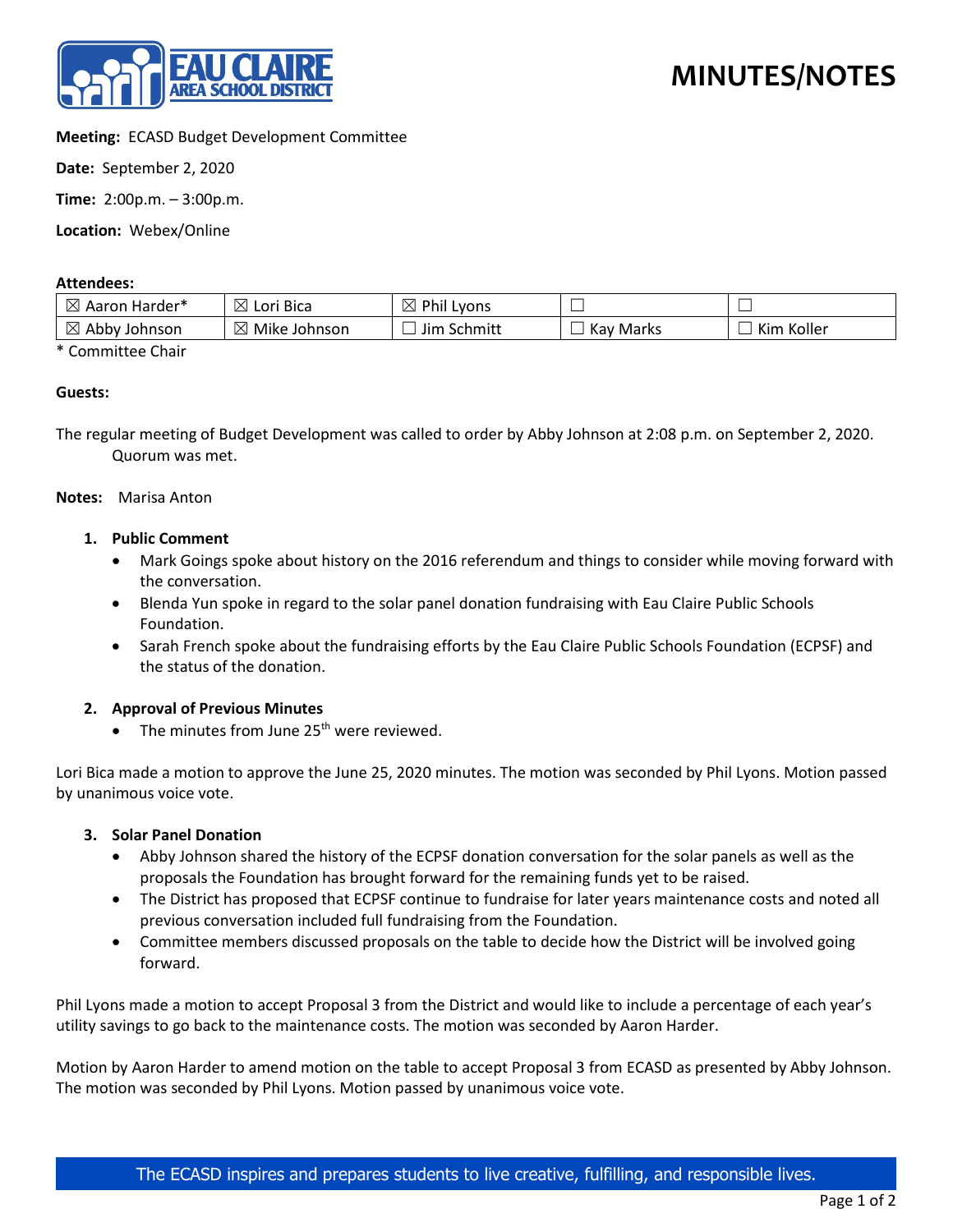# MINUTES/NOTES

**Meeting:** ECASD Budget Development Committee

**Date:** September 2, 2020

**Time:** 2:00p.m. – 3:00p.m.

**Location:** Webex/Online

**Attendees:**

| | | | | |
|---|---|---|---|---|
| ☒ Aaron Harder* | ☒ Lori Bica | ☒ Phil Lyons | ☐ | ☐ |
| ☒ Abby Johnson | ☒ Mike Johnson | ☐ Jim Schmitt | ☐ Kay Marks | ☐ Kim Koller |

\* Committee Chair

**Guests:**

The regular meeting of Budget Development was called to order by Abby Johnson at 2:08 p.m. on September 2, 2020. Quorum was met.

**Notes:** Marisa Anton

1. **Public Comment**
   - Mark Goings spoke about history on the 2016 referendum and things to consider while moving forward with the conversation.
   - Blenda Yun spoke in regard to the solar panel donation fundraising with Eau Claire Public Schools Foundation.
   - Sarah French spoke about the fundraising efforts by the Eau Claire Public Schools Foundation (ECPSF) and the status of the donation.

2. **Approval of Previous Minutes**
   - The minutes from June 25th were reviewed.

Lori Bica made a motion to approve the June 25, 2020 minutes. The motion was seconded by Phil Lyons. Motion passed by unanimous voice vote.

3. **Solar Panel Donation**
   - Abby Johnson shared the history of the ECPSF donation conversation for the solar panels as well as the proposals the Foundation has brought forward for the remaining funds yet to be raised.
   - The District has proposed that ECPSF continue to fundraise for later years maintenance costs and noted all previous conversation included full fundraising from the Foundation.
   - Committee members discussed proposals on the table to decide how the District will be involved going forward.

Phil Lyons made a motion to accept Proposal 3 from the District and would like to include a percentage of each year's utility savings to go back to the maintenance costs. The motion was seconded by Aaron Harder.

Motion by Aaron Harder to amend motion on the table to accept Proposal 3 from ECASD as presented by Abby Johnson. The motion was seconded by Phil Lyons. Motion passed by unanimous voice vote.

The ECASD inspires and prepares students to live creative, fulfilling, and responsible lives.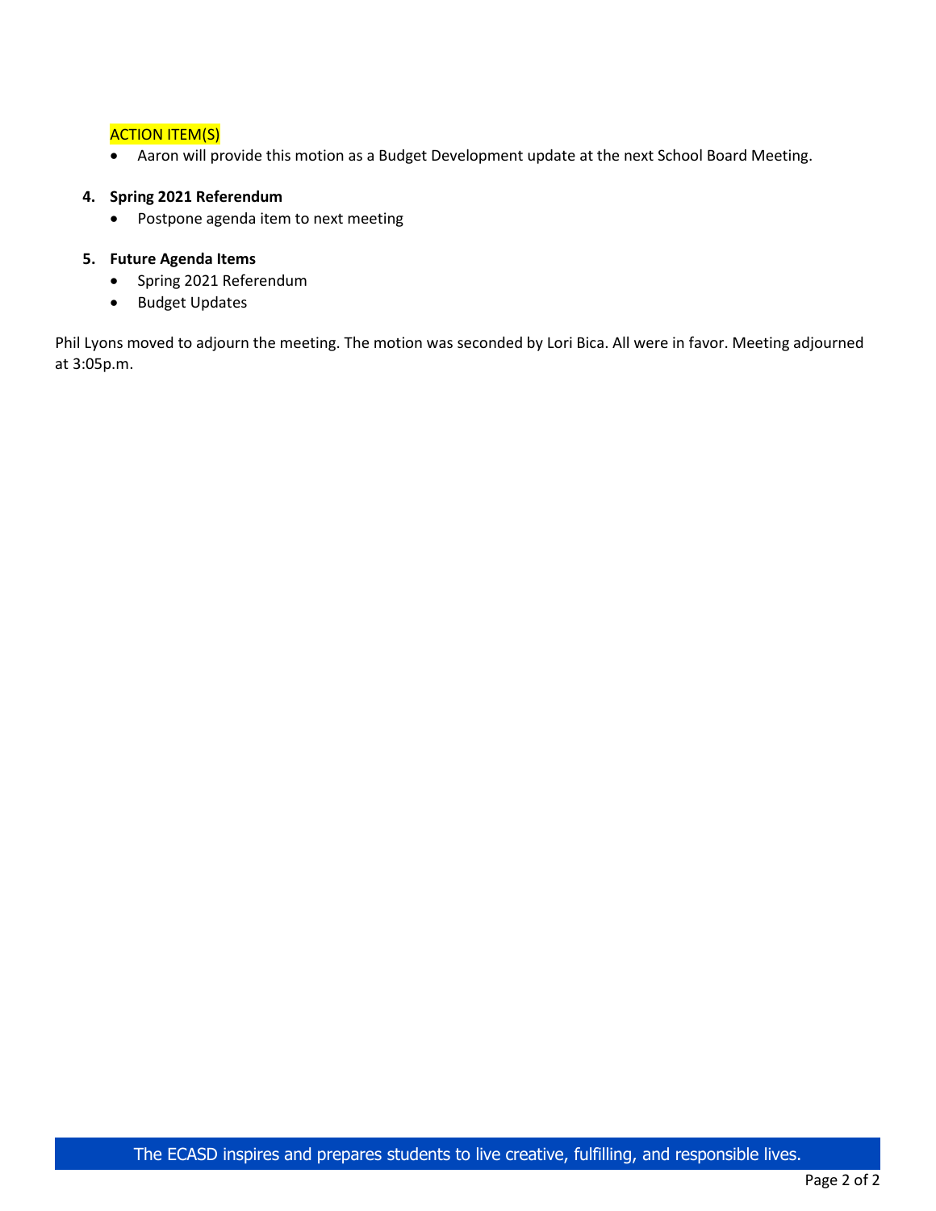ACTION ITEM(S)

- Aaron will provide this motion as a Budget Development update at the next School Board Meeting.

4. **Spring 2021 Referendum**
   - Postpone agenda item to next meeting

5. **Future Agenda Items**
   - Spring 2021 Referendum
   - Budget Updates

Phil Lyons moved to adjourn the meeting. The motion was seconded by Lori Bica. All were in favor. Meeting adjourned at 3:05p.m.

The ECASD inspires and prepares students to live creative, fulfilling, and responsible lives.